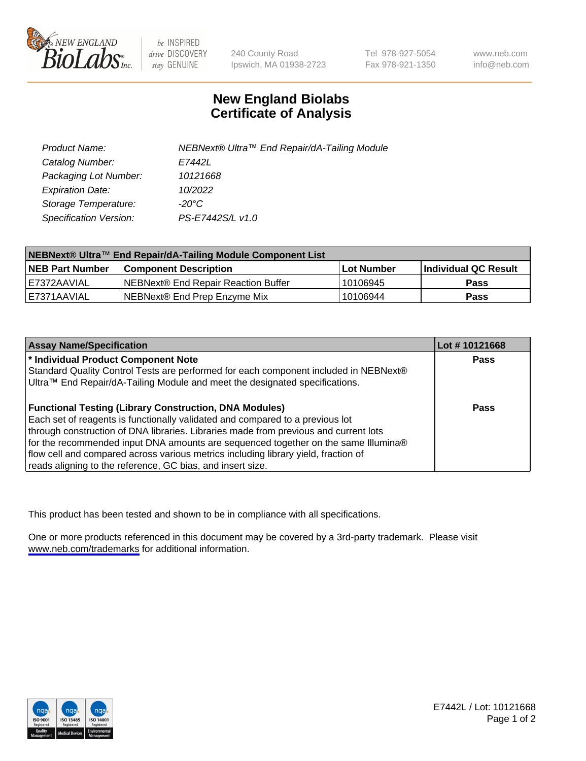# New England Biolabs Certificate of Analysis

| | |
|---|---|
| *Product Name:* | *NEBNext® Ultra™ End Repair/dA-Tailing Module* |
| *Catalog Number:* | *E7442L* |
| *Packaging Lot Number:* | *10121668* |
| *Expiration Date:* | *10/2022* |
| *Storage Temperature:* | *-20°C* |
| *Specification Version:* | *PS-E7442S/L v1.0* |

| NEBNext® Ultra™ End Repair/dA-Tailing Module Component List | | | |
|---|---|---|---|
| **NEB Part Number** | **Component Description** | **Lot Number** | **Individual QC Result** |
| E7372AAVIAL | NEBNext® End Repair Reaction Buffer | 10106945 | **Pass** |
| E7371AAVIAL | NEBNext® End Prep Enzyme Mix | 10106944 | **Pass** |

| Assay Name/Specification | Lot # 10121668 |
|---|---|
| **\* Individual Product Component Note**<br>Standard Quality Control Tests are performed for each component included in NEBNext® Ultra™ End Repair/dA-Tailing Module and meet the designated specifications. | **Pass** |
| **Functional Testing (Library Construction, DNA Modules)**<br>Each set of reagents is functionally validated and compared to a previous lot through construction of DNA libraries. Libraries made from previous and current lots for the recommended input DNA amounts are sequenced together on the same Illumina® flow cell and compared across various metrics including library yield, fraction of reads aligning to the reference, GC bias, and insert size. | **Pass** |

This product has been tested and shown to be in compliance with all specifications.

One or more products referenced in this document may be covered by a 3rd-party trademark. Please visit www.neb.com/trademarks for additional information.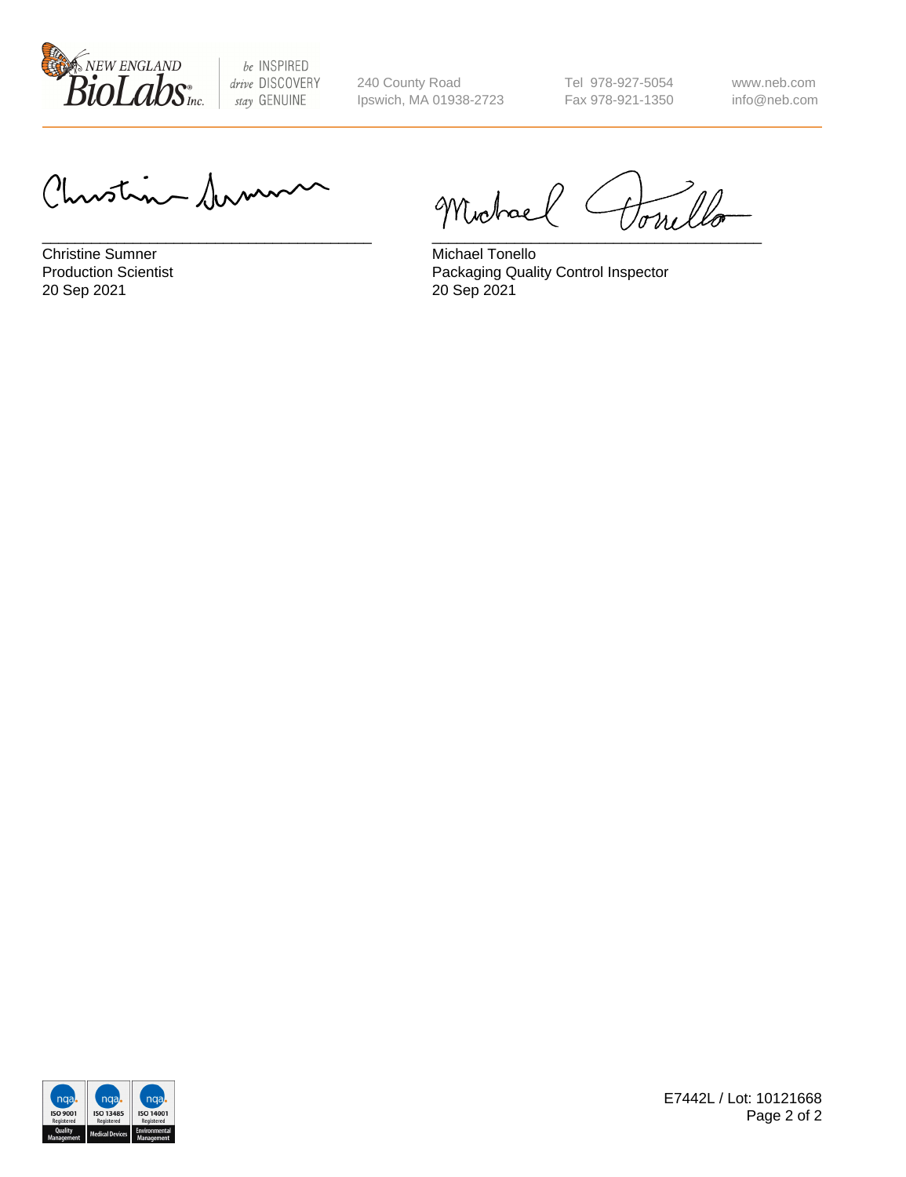240 County Road
Ipswich, MA 01938-2723

Tel 978-927-5054
Fax 978-921-1350

www.neb.com
info@neb.com

Christine Sumner
Production Scientist
20 Sep 2021

Michael Tonello
Packaging Quality Control Inspector
20 Sep 2021

E7442L / Lot: 10121668